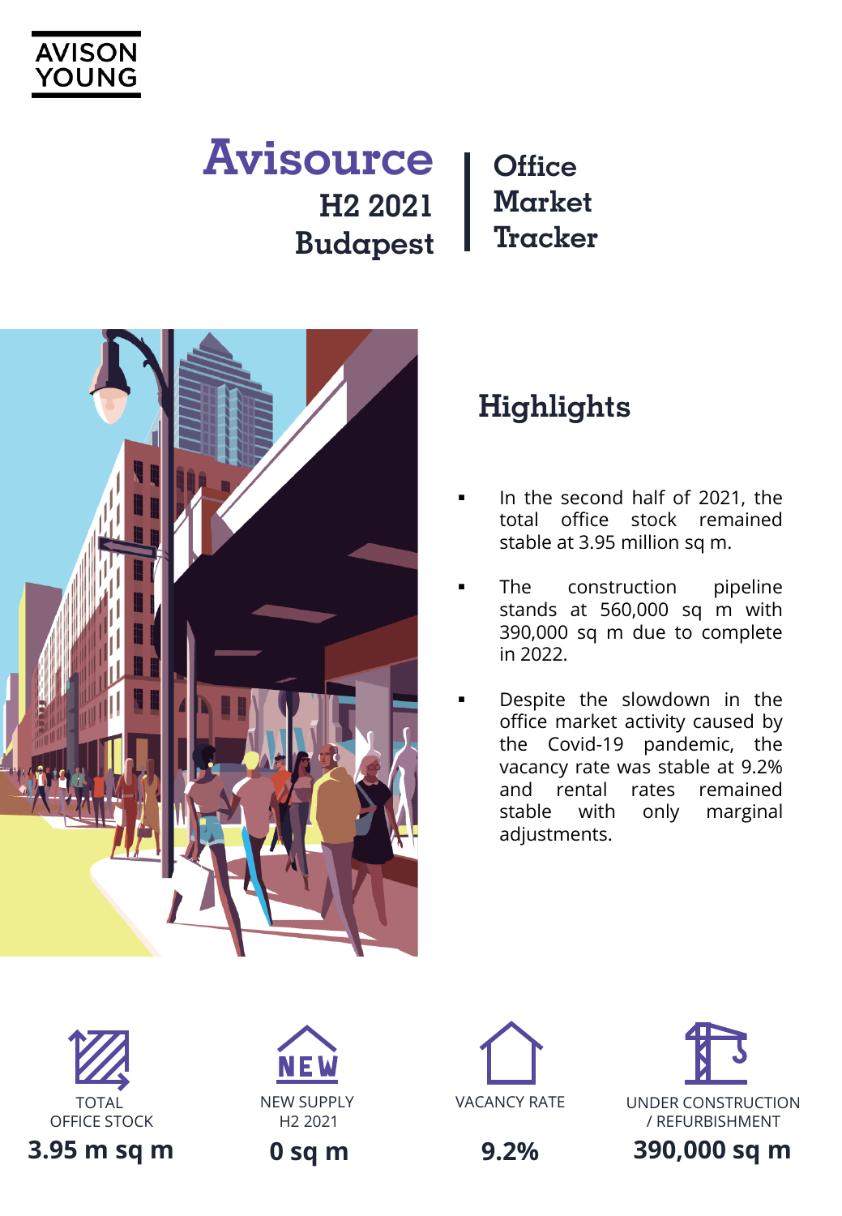AVISON YOUNG

# Avisource H2 2021 Budapest | Office Market Tracker

## Highlights

- In the second half of 2021, the total office stock remained stable at 3.95 million sq m.
- The construction pipeline stands at 560,000 sq m with 390,000 sq m due to complete in 2022.
- Despite the slowdown in the office market activity caused by the Covid-19 pandemic, the vacancy rate was stable at 9.2% and rental rates remained stable with only marginal adjustments.

| TOTAL OFFICE STOCK | NEW SUPPLY H2 2021 | VACANCY RATE | UNDER CONSTRUCTION / REFURBISHMENT |
|---|---|---|---|
| **3.95 m sq m** | **0 sq m** | **9.2%** | **390,000 sq m** |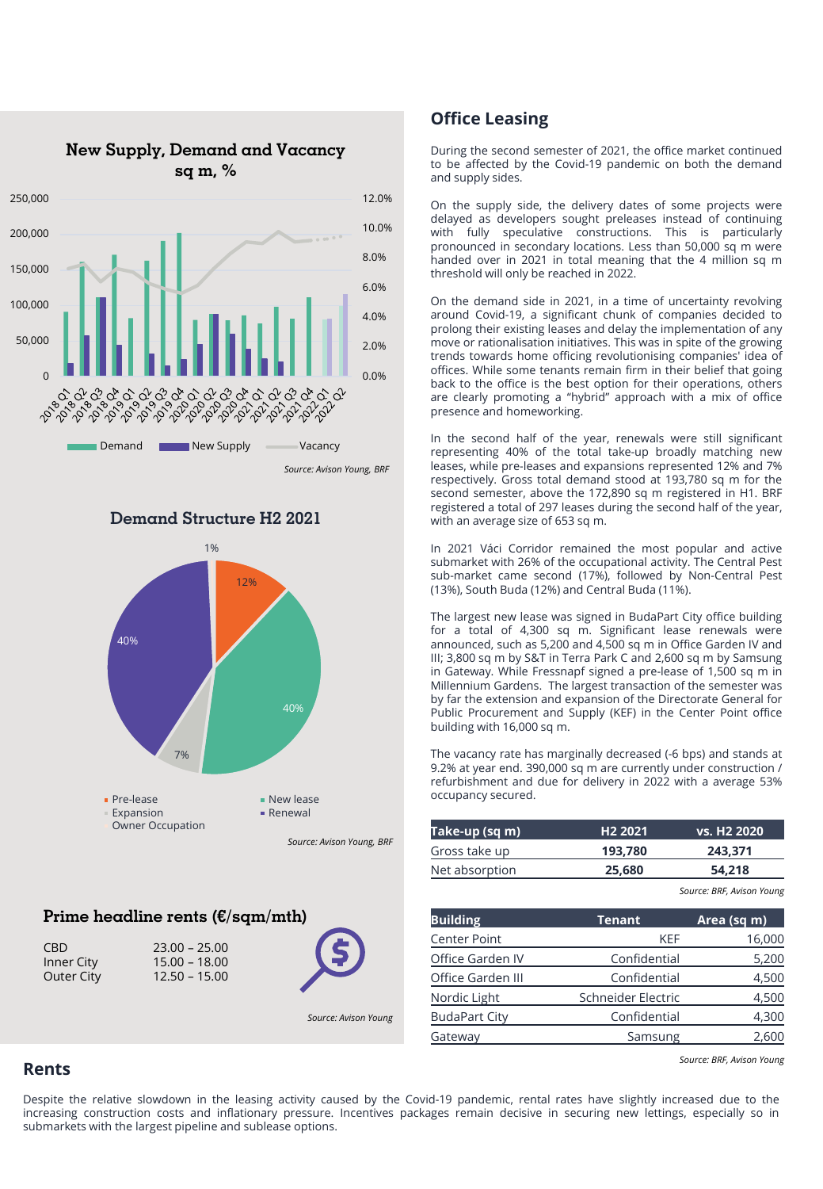## Office Leasing

During the second semester of 2021, the office market continued to be affected by the Covid-19 pandemic on both the demand and supply sides.

On the supply side, the delivery dates of some projects were delayed as developers sought preleases instead of continuing with fully speculative constructions. This is particularly pronounced in secondary locations. Less than 50,000 sq m were handed over in 2021 in total meaning that the 4 million sq m threshold will only be reached in 2022.

On the demand side in 2021, in a time of uncertainty revolving around Covid-19, a significant chunk of companies decided to prolong their existing leases and delay the implementation of any move or rationalisation initiatives. This was in spite of the growing trends towards home officing revolutionising companies' idea of offices. While some tenants remain firm in their belief that going back to the office is the best option for their operations, others are clearly promoting a "hybrid" approach with a mix of office presence and homeworking.

In the second half of the year, renewals were still significant representing 40% of the total take-up broadly matching new leases, while pre-leases and expansions represented 12% and 7% respectively. Gross total demand stood at 193,780 sq m for the second semester, above the 172,890 sq m registered in H1. BRF registered a total of 297 leases during the second half of the year, with an average size of 653 sq m.

In 2021 Váci Corridor remained the most popular and active submarket with 26% of the occupational activity. The Central Pest sub-market came second (17%), followed by Non-Central Pest (13%), South Buda (12%) and Central Buda (11%).

The largest new lease was signed in BudaPart City office building for a total of 4,300 sq m. Significant lease renewals were announced, such as 5,200 and 4,500 sq m in Office Garden IV and III; 3,800 sq m by S&T in Terra Park C and 2,600 sq m by Samsung in Gateway. While Fressnapf signed a pre-lease of 1,500 sq m in Millennium Gardens. The largest transaction of the semester was by far the extension and expansion of the Directorate General for Public Procurement and Supply (KEF) in the Center Point office building with 16,000 sq m.

The vacancy rate has marginally decreased (-6 bps) and stands at 9.2% at year end. 390,000 sq m are currently under construction / refurbishment and due for delivery in 2022 with a average 53% occupancy secured.

| Take-up (sq m) | H2 2021 | vs. H2 2020 |
|---|---|---|
| Gross take up | 193,780 | 243,371 |
| Net absorption | 25,680 | 54,218 |

*Source: BRF, Avison Young*

| Building | Tenant | Area (sq m) |
|---|---|---|
| Center Point | KEF | 16,000 |
| Office Garden IV | Confidential | 5,200 |
| Office Garden III | Confidential | 4,500 |
| Nordic Light | Schneider Electric | 4,500 |
| BudaPart City | Confidential | 4,300 |
| Gateway | Samsung | 2,600 |

*Source: BRF, Avison Young*

### New Supply, Demand and Vacancy
sq m, %

Demand | New Supply | Vacancy

*Source: Avison Young, BRF*

### Demand Structure H2 2021

Pre-lease 12% | New lease 40% | Expansion 7% | Renewal 40% | Owner Occupation 1%

*Source: Avison Young, BRF*

### Prime headline rents (€/sqm/mth)

| | |
|---|---|
| CBD | 23.00 – 25.00 |
| Inner City | 15.00 – 18.00 |
| Outer City | 12.50 – 15.00 |

*Source: Avison Young*

## Rents

Despite the relative slowdown in the leasing activity caused by the Covid-19 pandemic, rental rates have slightly increased due to the increasing construction costs and inflationary pressure. Incentives packages remain decisive in securing new lettings, especially so in submarkets with the largest pipeline and sublease options.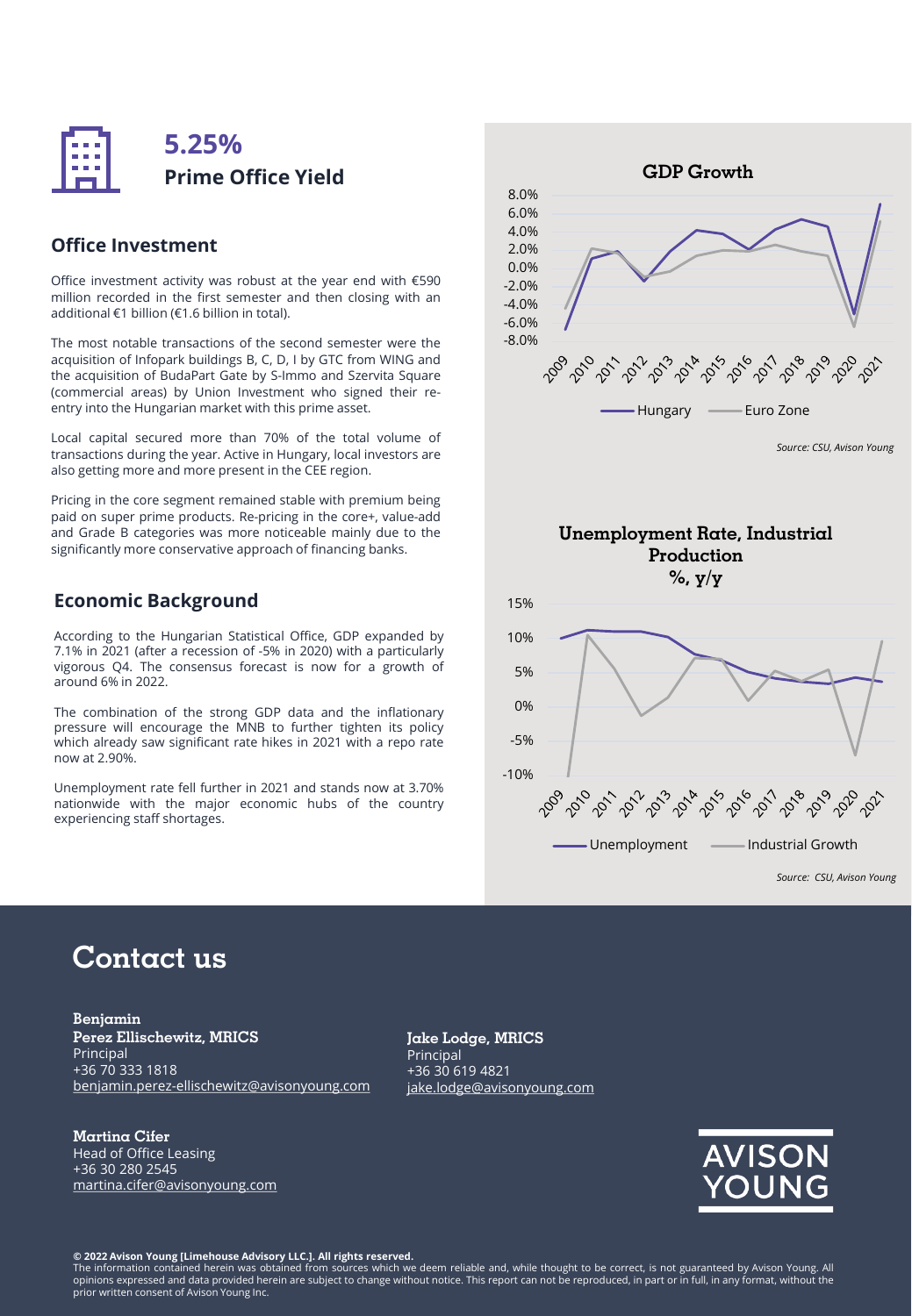**5.25%**
**Prime Office Yield**

## Office Investment

Office investment activity was robust at the year end with €590 million recorded in the first semester and then closing with an additional €1 billion (€1.6 billion in total).

The most notable transactions of the second semester were the acquisition of Infopark buildings B, C, D, I by GTC from WING and the acquisition of BudaPart Gate by S-Immo and Szervita Square (commercial areas) by Union Investment who signed their re-entry into the Hungarian market with this prime asset.

Local capital secured more than 70% of the total volume of transactions during the year. Active in Hungary, local investors are also getting more and more present in the CEE region.

Pricing in the core segment remained stable with premium being paid on super prime products. Re-pricing in the core+, value-add and Grade B categories was more noticeable mainly due to the significantly more conservative approach of financing banks.

## Economic Background

According to the Hungarian Statistical Office, GDP expanded by 7.1% in 2021 (after a recession of -5% in 2020) with a particularly vigorous Q4. The consensus forecast is now for a growth of around 6% in 2022.

The combination of the strong GDP data and the inflationary pressure will encourage the MNB to further tighten its policy which already saw significant rate hikes in 2021 with a repo rate now at 2.90%.

Unemployment rate fell further in 2021 and stands now at 3.70% nationwide with the major economic hubs of the country experiencing staff shortages.

**GDP Growth**

8.0%
6.0%
4.0%
2.0%
0.0%
-2.0%
-4.0%
-6.0%
-8.0%

2009 2010 2011 2012 2013 2014 2015 2016 2017 2018 2019 2020 2021

Hungary
Euro Zone

*Source: CSU, Avison Young*

**Unemployment Rate, Industrial Production %, y/y**

15%
10%
5%
0%
-5%
-10%

2009 2010 2011 2012 2013 2014 2015 2016 2017 2018 2019 2020 2021

Unemployment
Industrial Growth

*Source: CSU, Avison Young*

# Contact us

**Benjamin Perez Ellischewitz, MRICS**
Principal
+36 70 333 1818
benjamin.perez-ellischewitz@avisonyoung.com

**Jake Lodge, MRICS**
Principal
+36 30 619 4821
jake.lodge@avisonyoung.com

**Martina Cifer**
Head of Office Leasing
+36 30 280 2545
martina.cifer@avisonyoung.com

AVISON YOUNG

**© 2022 Avison Young [Limehouse Advisory LLC.]. All rights reserved.**
The information contained herein was obtained from sources which we deem reliable and, while thought to be correct, is not guaranteed by Avison Young. All opinions expressed and data provided herein are subject to change without notice. This report can not be reproduced, in part or in full, in any format, without the prior written consent of Avison Young Inc.